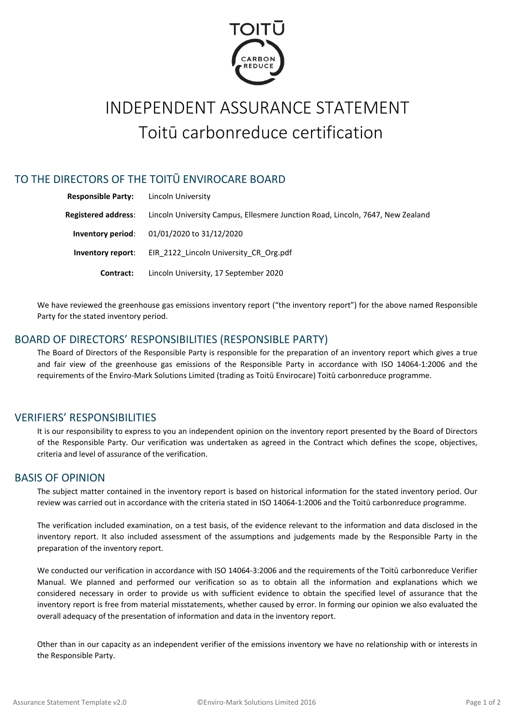# INDEPENDENT ASSURANCE STATEMENT

# Toitū carbonreduce certification

## TO THE DIRECTORS OF THE TOITŪ ENVIROCARE BOARD

| | |
|---|---|
| **Responsible Party:** | Lincoln University |
| **Registered address**: | Lincoln University Campus, Ellesmere Junction Road, Lincoln, 7647, New Zealand |
| **Inventory period**: | 01/01/2020 to 31/12/2020 |
| **Inventory report**: | EIR_2122_Lincoln University_CR_Org.pdf |
| **Contract:** | Lincoln University, 17 September 2020 |

We have reviewed the greenhouse gas emissions inventory report ("the inventory report") for the above named Responsible Party for the stated inventory period.

## BOARD OF DIRECTORS' RESPONSIBILITIES (RESPONSIBLE PARTY)

The Board of Directors of the Responsible Party is responsible for the preparation of an inventory report which gives a true and fair view of the greenhouse gas emissions of the Responsible Party in accordance with ISO 14064-1:2006 and the requirements of the Enviro-Mark Solutions Limited (trading as Toitū Envirocare) Toitū carbonreduce programme.

## VERIFIERS' RESPONSIBILITIES

It is our responsibility to express to you an independent opinion on the inventory report presented by the Board of Directors of the Responsible Party. Our verification was undertaken as agreed in the Contract which defines the scope, objectives, criteria and level of assurance of the verification.

## BASIS OF OPINION

The subject matter contained in the inventory report is based on historical information for the stated inventory period. Our review was carried out in accordance with the criteria stated in ISO 14064-1:2006 and the Toitū carbonreduce programme.

The verification included examination, on a test basis, of the evidence relevant to the information and data disclosed in the inventory report. It also included assessment of the assumptions and judgements made by the Responsible Party in the preparation of the inventory report.

We conducted our verification in accordance with ISO 14064-3:2006 and the requirements of the Toitū carbonreduce Verifier Manual. We planned and performed our verification so as to obtain all the information and explanations which we considered necessary in order to provide us with sufficient evidence to obtain the specified level of assurance that the inventory report is free from material misstatements, whether caused by error. In forming our opinion we also evaluated the overall adequacy of the presentation of information and data in the inventory report.

Other than in our capacity as an independent verifier of the emissions inventory we have no relationship with or interests in the Responsible Party.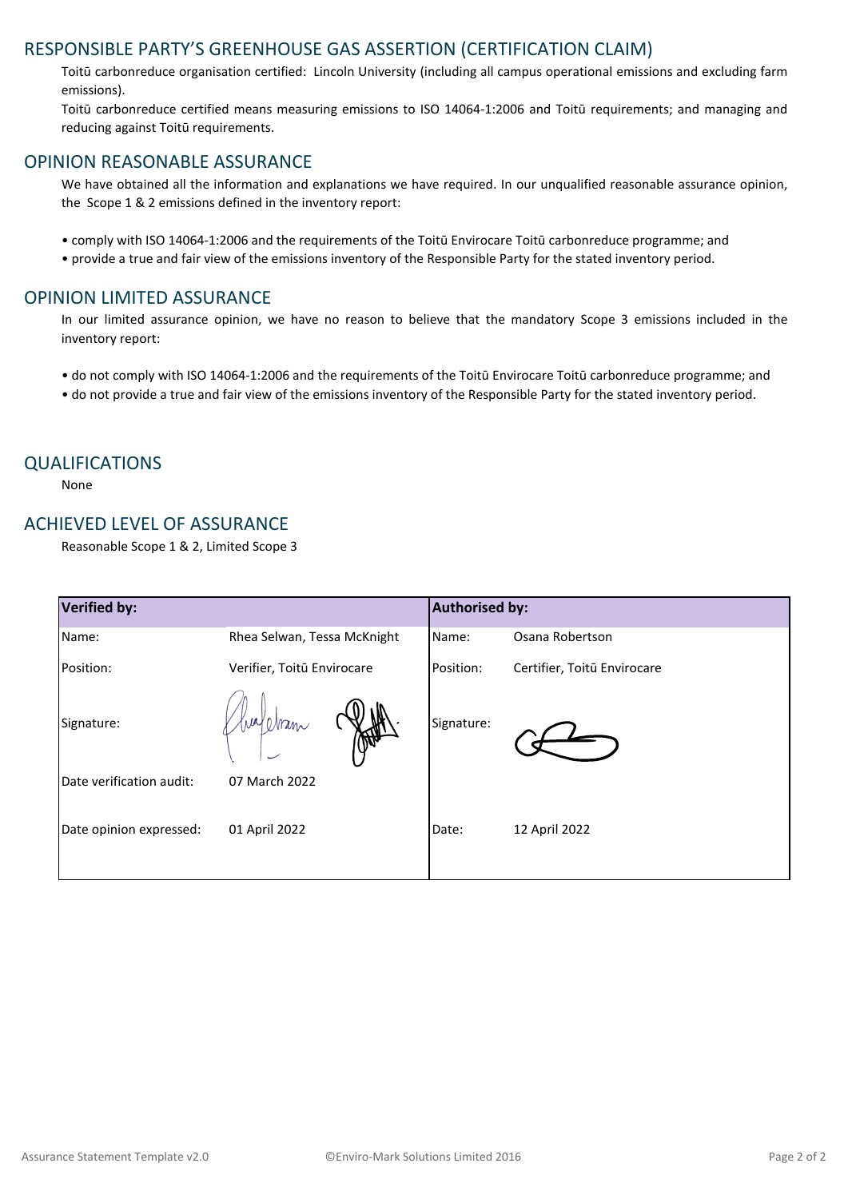## RESPONSIBLE PARTY'S GREENHOUSE GAS ASSERTION (CERTIFICATION CLAIM)

Toitū carbonreduce organisation certified: Lincoln University (including all campus operational emissions and excluding farm emissions).

Toitū carbonreduce certified means measuring emissions to ISO 14064-1:2006 and Toitū requirements; and managing and reducing against Toitū requirements.

## OPINION REASONABLE ASSURANCE

We have obtained all the information and explanations we have required. In our unqualified reasonable assurance opinion, the Scope 1 & 2 emissions defined in the inventory report:

- comply with ISO 14064-1:2006 and the requirements of the Toitū Envirocare Toitū carbonreduce programme; and
- provide a true and fair view of the emissions inventory of the Responsible Party for the stated inventory period.

## OPINION LIMITED ASSURANCE

In our limited assurance opinion, we have no reason to believe that the mandatory Scope 3 emissions included in the inventory report:

- do not comply with ISO 14064-1:2006 and the requirements of the Toitū Envirocare Toitū carbonreduce programme; and
- do not provide a true and fair view of the emissions inventory of the Responsible Party for the stated inventory period.

## QUALIFICATIONS

None

## ACHIEVED LEVEL OF ASSURANCE

Reasonable Scope 1 & 2, Limited Scope 3

| **Verified by:** | | **Authorised by:** | |
|---|---|---|---|
| Name: | Rhea Selwan, Tessa McKnight | Name: | Osana Robertson |
| Position: | Verifier, Toitū Envirocare | Position: | Certifier, Toitū Envirocare |
| Signature: | [signatures] | Signature: | [signature] |
| Date verification audit: | 07 March 2022 | | |
| Date opinion expressed: | 01 April 2022 | Date: | 12 April 2022 |

Assurance Statement Template v2.0 ©Enviro-Mark Solutions Limited 2016